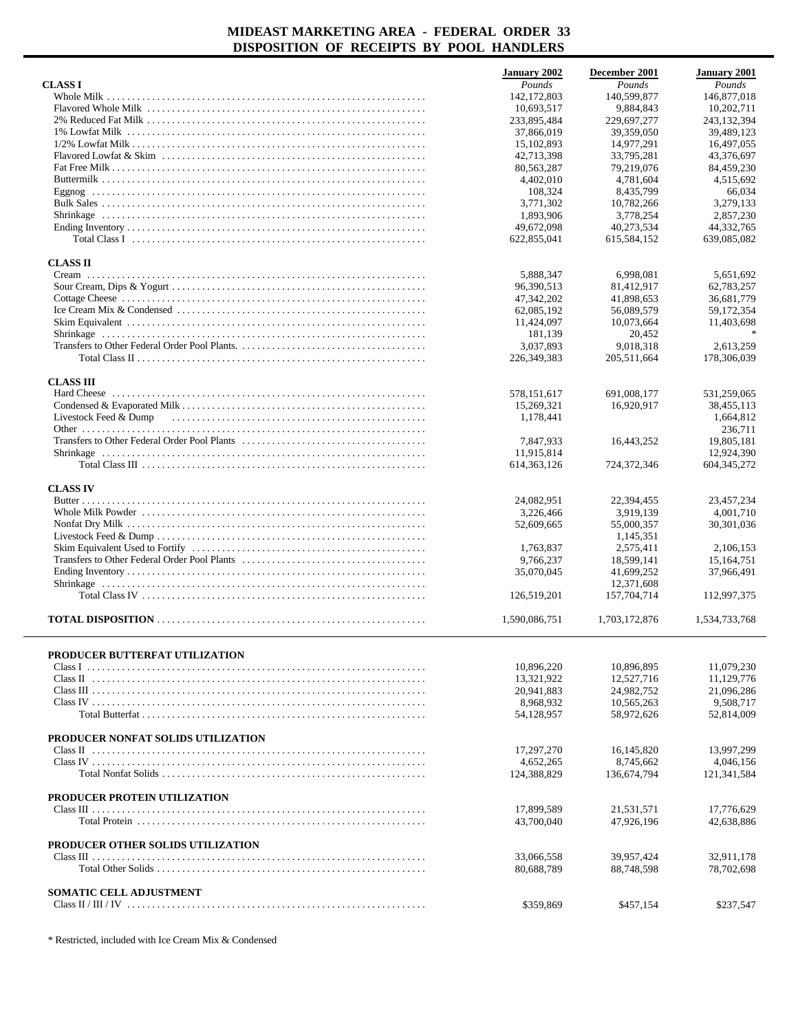# MIDEAST MARKETING AREA - FEDERAL ORDER 33
## DISPOSITION OF RECEIPTS BY POOL HANDLERS

| | January 2002 | December 2001 | January 2001 |
|---|---|---|---|
| | *Pounds* | *Pounds* | *Pounds* |
| **CLASS I** | | | |
| Whole Milk | 142,172,803 | 140,599,877 | 146,877,018 |
| Flavored Whole Milk | 10,693,517 | 9,884,843 | 10,202,711 |
| 2% Reduced Fat Milk | 233,895,484 | 229,697,277 | 243,132,394 |
| 1% Lowfat Milk | 37,866,019 | 39,359,050 | 39,489,123 |
| 1/2% Lowfat Milk | 15,102,893 | 14,977,291 | 16,497,055 |
| Flavored Lowfat & Skim | 42,713,398 | 33,795,281 | 43,376,697 |
| Fat Free Milk | 80,563,287 | 79,219,076 | 84,459,230 |
| Buttermilk | 4,402,010 | 4,781,604 | 4,515,692 |
| Eggnog | 108,324 | 8,435,799 | 66,034 |
| Bulk Sales | 3,771,302 | 10,782,266 | 3,279,133 |
| Shrinkage | 1,893,906 | 3,778,254 | 2,857,230 |
| Ending Inventory | 49,672,098 | 40,273,534 | 44,332,765 |
| Total Class I | 622,855,041 | 615,584,152 | 639,085,082 |
| **CLASS II** | | | |
| Cream | 5,888,347 | 6,998,081 | 5,651,692 |
| Sour Cream, Dips & Yogurt | 96,390,513 | 81,412,917 | 62,783,257 |
| Cottage Cheese | 47,342,202 | 41,898,653 | 36,681,779 |
| Ice Cream Mix & Condensed | 62,085,192 | 56,089,579 | 59,172,354 |
| Skim Equivalent | 11,424,097 | 10,073,664 | 11,403,698 |
| Shrinkage | 181,139 | 20,452 | * |
| Transfers to Other Federal Order Pool Plants. | 3,037,893 | 9,018,318 | 2,613,259 |
| Total Class II | 226,349,383 | 205,511,664 | 178,306,039 |
| **CLASS III** | | | |
| Hard Cheese | 578,151,617 | 691,008,177 | 531,259,065 |
| Condensed & Evaporated Milk | 15,269,321 | 16,920,917 | 38,455,113 |
| Livestock Feed & Dump | 1,178,441 | | 1,664,812 |
| Other | | | 236,711 |
| Transfers to Other Federal Order Pool Plants | 7,847,933 | 16,443,252 | 19,805,181 |
| Shrinkage | 11,915,814 | | 12,924,390 |
| Total Class III | 614,363,126 | 724,372,346 | 604,345,272 |
| **CLASS IV** | | | |
| Butter | 24,082,951 | 22,394,455 | 23,457,234 |
| Whole Milk Powder | 3,226,466 | 3,919,139 | 4,001,710 |
| Nonfat Dry Milk | 52,609,665 | 55,000,357 | 30,301,036 |
| Livestock Feed & Dump | | 1,145,351 | |
| Skim Equivalent Used to Fortify | 1,763,837 | 2,575,411 | 2,106,153 |
| Transfers to Other Federal Order Pool Plants | 9,766,237 | 18,599,141 | 15,164,751 |
| Ending Inventory | 35,070,045 | 41,699,252 | 37,966,491 |
| Shrinkage | | 12,371,608 | |
| Total Class IV | 126,519,201 | 157,704,714 | 112,997,375 |
| **TOTAL DISPOSITION** | 1,590,086,751 | 1,703,172,876 | 1,534,733,768 |

| | January 2002 | December 2001 | January 2001 |
|---|---|---|---|
| **PRODUCER BUTTERFAT UTILIZATION** | | | |
| Class I | 10,896,220 | 10,896,895 | 11,079,230 |
| Class II | 13,321,922 | 12,527,716 | 11,129,776 |
| Class III | 20,941,883 | 24,982,752 | 21,096,286 |
| Class IV | 8,968,932 | 10,565,263 | 9,508,717 |
| Total Butterfat | 54,128,957 | 58,972,626 | 52,814,009 |
| **PRODUCER NONFAT SOLIDS UTILIZATION** | | | |
| Class II | 17,297,270 | 16,145,820 | 13,997,299 |
| Class IV | 4,652,265 | 8,745,662 | 4,046,156 |
| Total Nonfat Solids | 124,388,829 | 136,674,794 | 121,341,584 |
| **PRODUCER PROTEIN UTILIZATION** | | | |
| Class III | 17,899,589 | 21,531,571 | 17,776,629 |
| Total Protein | 43,700,040 | 47,926,196 | 42,638,886 |
| **PRODUCER OTHER SOLIDS UTILIZATION** | | | |
| Class III | 33,066,558 | 39,957,424 | 32,911,178 |
| Total Other Solids | 80,688,789 | 88,748,598 | 78,702,698 |
| **SOMATIC CELL ADJUSTMENT** | | | |
| Class II / III / IV | $359,869 | $457,154 | $237,547 |

* Restricted, included with Ice Cream Mix & Condensed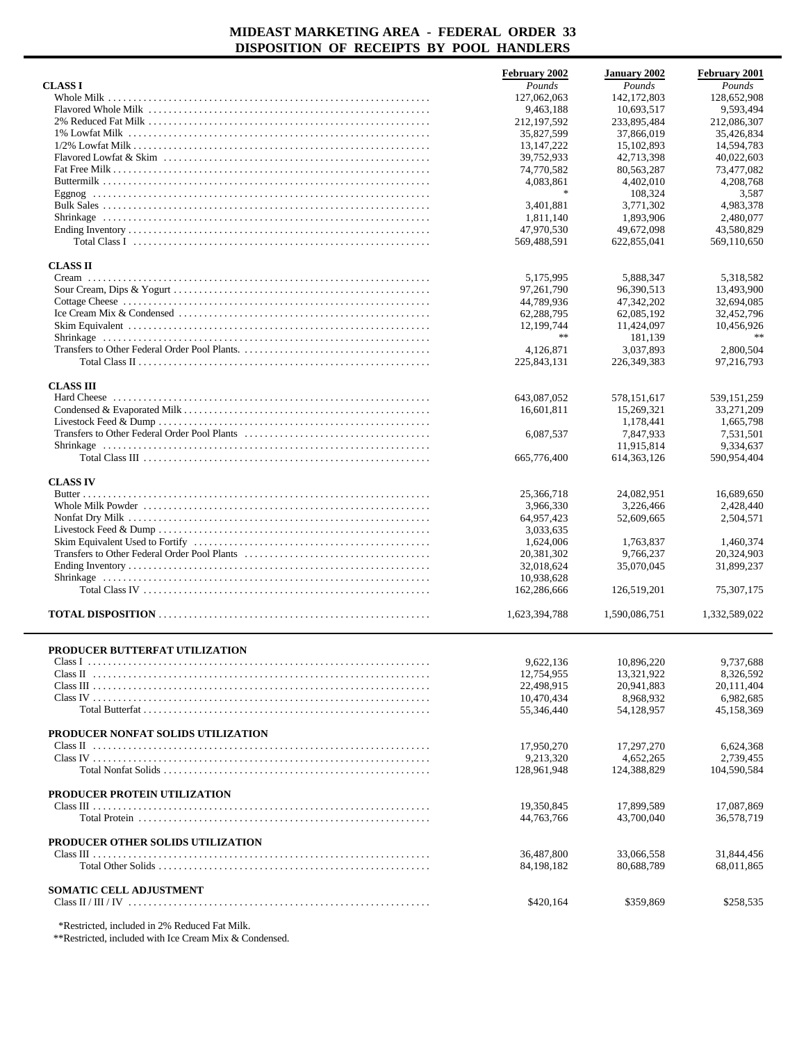# MIDEAST MARKETING AREA - FEDERAL ORDER 33
## DISPOSITION OF RECEIPTS BY POOL HANDLERS

| | February 2002 | January 2002 | February 2001 |
|---|---|---|---|
| **CLASS I** | *Pounds* | *Pounds* | *Pounds* |
| Whole Milk | 127,062,063 | 142,172,803 | 128,652,908 |
| Flavored Whole Milk | 9,463,188 | 10,693,517 | 9,593,494 |
| 2% Reduced Fat Milk | 212,197,592 | 233,895,484 | 212,086,307 |
| 1% Lowfat Milk | 35,827,599 | 37,866,019 | 35,426,834 |
| 1/2% Lowfat Milk | 13,147,222 | 15,102,893 | 14,594,783 |
| Flavored Lowfat & Skim | 39,752,933 | 42,713,398 | 40,022,603 |
| Fat Free Milk | 74,770,582 | 80,563,287 | 73,477,082 |
| Buttermilk | 4,083,861 | 4,402,010 | 4,208,768 |
| Eggnog | * | 108,324 | 3,587 |
| Bulk Sales | 3,401,881 | 3,771,302 | 4,983,378 |
| Shrinkage | 1,811,140 | 1,893,906 | 2,480,077 |
| Ending Inventory | 47,970,530 | 49,672,098 | 43,580,829 |
| Total Class I | 569,488,591 | 622,855,041 | 569,110,650 |
| **CLASS II** | | | |
| Cream | 5,175,995 | 5,888,347 | 5,318,582 |
| Sour Cream, Dips & Yogurt | 97,261,790 | 96,390,513 | 13,493,900 |
| Cottage Cheese | 44,789,936 | 47,342,202 | 32,694,085 |
| Ice Cream Mix & Condensed | 62,288,795 | 62,085,192 | 32,452,796 |
| Skim Equivalent | 12,199,744 | 11,424,097 | 10,456,926 |
| Shrinkage | ** | 181,139 | ** |
| Transfers to Other Federal Order Pool Plants. | 4,126,871 | 3,037,893 | 2,800,504 |
| Total Class II | 225,843,131 | 226,349,383 | 97,216,793 |
| **CLASS III** | | | |
| Hard Cheese | 643,087,052 | 578,151,617 | 539,151,259 |
| Condensed & Evaporated Milk | 16,601,811 | 15,269,321 | 33,271,209 |
| Livestock Feed & Dump | | 1,178,441 | 1,665,798 |
| Transfers to Other Federal Order Pool Plants | 6,087,537 | 7,847,933 | 7,531,501 |
| Shrinkage | | 11,915,814 | 9,334,637 |
| Total Class III | 665,776,400 | 614,363,126 | 590,954,404 |
| **CLASS IV** | | | |
| Butter | 25,366,718 | 24,082,951 | 16,689,650 |
| Whole Milk Powder | 3,966,330 | 3,226,466 | 2,428,440 |
| Nonfat Dry Milk | 64,957,423 | 52,609,665 | 2,504,571 |
| Livestock Feed & Dump | 3,033,635 | | |
| Skim Equivalent Used to Fortify | 1,624,006 | 1,763,837 | 1,460,374 |
| Transfers to Other Federal Order Pool Plants | 20,381,302 | 9,766,237 | 20,324,903 |
| Ending Inventory | 32,018,624 | 35,070,045 | 31,899,237 |
| Shrinkage | 10,938,628 | | |
| Total Class IV | 162,286,666 | 126,519,201 | 75,307,175 |
| **TOTAL DISPOSITION** | 1,623,394,788 | 1,590,086,751 | 1,332,589,022 |

| | February 2002 | January 2002 | February 2001 |
|---|---|---|---|
| **PRODUCER BUTTERFAT UTILIZATION** | | | |
| Class I | 9,622,136 | 10,896,220 | 9,737,688 |
| Class II | 12,754,955 | 13,321,922 | 8,326,592 |
| Class III | 22,498,915 | 20,941,883 | 20,111,404 |
| Class IV | 10,470,434 | 8,968,932 | 6,982,685 |
| Total Butterfat | 55,346,440 | 54,128,957 | 45,158,369 |
| **PRODUCER NONFAT SOLIDS UTILIZATION** | | | |
| Class II | 17,950,270 | 17,297,270 | 6,624,368 |
| Class IV | 9,213,320 | 4,652,265 | 2,739,455 |
| Total Nonfat Solids | 128,961,948 | 124,388,829 | 104,590,584 |
| **PRODUCER PROTEIN UTILIZATION** | | | |
| Class III | 19,350,845 | 17,899,589 | 17,087,869 |
| Total Protein | 44,763,766 | 43,700,040 | 36,578,719 |
| **PRODUCER OTHER SOLIDS UTILIZATION** | | | |
| Class III | 36,487,800 | 33,066,558 | 31,844,456 |
| Total Other Solids | 84,198,182 | 80,688,789 | 68,011,865 |
| **SOMATIC CELL ADJUSTMENT** | | | |
| Class II / III / IV | $420,164 | $359,869 | $258,535 |

*Restricted, included in 2% Reduced Fat Milk.

**Restricted, included with Ice Cream Mix & Condensed.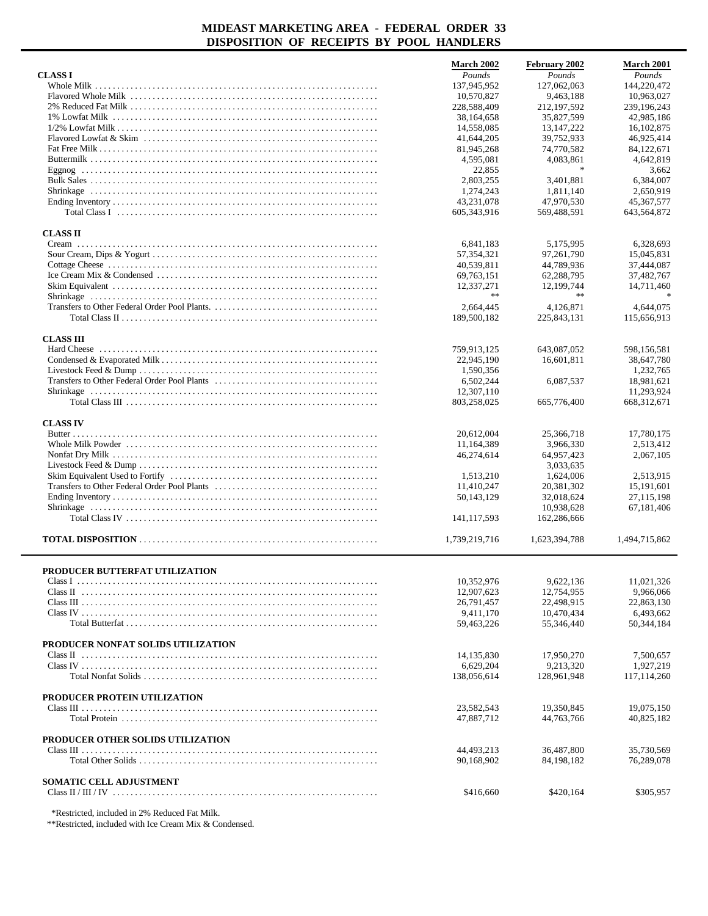# MIDEAST MARKETING AREA - FEDERAL ORDER 33
## DISPOSITION OF RECEIPTS BY POOL HANDLERS

| | March 2002 | February 2002 | March 2001 |
|---|---|---|---|
| **CLASS I** | *Pounds* | *Pounds* | *Pounds* |
| Whole Milk | 137,945,952 | 127,062,063 | 144,220,472 |
| Flavored Whole Milk | 10,570,827 | 9,463,188 | 10,963,027 |
| 2% Reduced Fat Milk | 228,588,409 | 212,197,592 | 239,196,243 |
| 1% Lowfat Milk | 38,164,658 | 35,827,599 | 42,985,186 |
| 1/2% Lowfat Milk | 14,558,085 | 13,147,222 | 16,102,875 |
| Flavored Lowfat & Skim | 41,644,205 | 39,752,933 | 46,925,414 |
| Fat Free Milk | 81,945,268 | 74,770,582 | 84,122,671 |
| Buttermilk | 4,595,081 | 4,083,861 | 4,642,819 |
| Eggnog | 22,855 | * | 3,662 |
| Bulk Sales | 2,803,255 | 3,401,881 | 6,384,007 |
| Shrinkage | 1,274,243 | 1,811,140 | 2,650,919 |
| Ending Inventory | 43,231,078 | 47,970,530 | 45,367,577 |
| Total Class I | 605,343,916 | 569,488,591 | 643,564,872 |
| **CLASS II** | | | |
| Cream | 6,841,183 | 5,175,995 | 6,328,693 |
| Sour Cream, Dips & Yogurt | 57,354,321 | 97,261,790 | 15,045,831 |
| Cottage Cheese | 40,539,811 | 44,789,936 | 37,444,087 |
| Ice Cream Mix & Condensed | 69,763,151 | 62,288,795 | 37,482,767 |
| Skim Equivalent | 12,337,271 | 12,199,744 | 14,711,460 |
| Shrinkage | ** | ** | * |
| Transfers to Other Federal Order Pool Plants. | 2,664,445 | 4,126,871 | 4,644,075 |
| Total Class II | 189,500,182 | 225,843,131 | 115,656,913 |
| **CLASS III** | | | |
| Hard Cheese | 759,913,125 | 643,087,052 | 598,156,581 |
| Condensed & Evaporated Milk | 22,945,190 | 16,601,811 | 38,647,780 |
| Livestock Feed & Dump | 1,590,356 | | 1,232,765 |
| Transfers to Other Federal Order Pool Plants | 6,502,244 | 6,087,537 | 18,981,621 |
| Shrinkage | 12,307,110 | | 11,293,924 |
| Total Class III | 803,258,025 | 665,776,400 | 668,312,671 |
| **CLASS IV** | | | |
| Butter | 20,612,004 | 25,366,718 | 17,780,175 |
| Whole Milk Powder | 11,164,389 | 3,966,330 | 2,513,412 |
| Nonfat Dry Milk | 46,274,614 | 64,957,423 | 2,067,105 |
| Livestock Feed & Dump | | 3,033,635 | |
| Skim Equivalent Used to Fortify | 1,513,210 | 1,624,006 | 2,513,915 |
| Transfers to Other Federal Order Pool Plants | 11,410,247 | 20,381,302 | 15,191,601 |
| Ending Inventory | 50,143,129 | 32,018,624 | 27,115,198 |
| Shrinkage | | 10,938,628 | 67,181,406 |
| Total Class IV | 141,117,593 | 162,286,666 | |
| **TOTAL DISPOSITION** | 1,739,219,716 | 1,623,394,788 | 1,494,715,862 |

| | March 2002 | February 2002 | March 2001 |
|---|---|---|---|
| **PRODUCER BUTTERFAT UTILIZATION** | | | |
| Class I | 10,352,976 | 9,622,136 | 11,021,326 |
| Class II | 12,907,623 | 12,754,955 | 9,966,066 |
| Class III | 26,791,457 | 22,498,915 | 22,863,130 |
| Class IV | 9,411,170 | 10,470,434 | 6,493,662 |
| Total Butterfat | 59,463,226 | 55,346,440 | 50,344,184 |
| **PRODUCER NONFAT SOLIDS UTILIZATION** | | | |
| Class II | 14,135,830 | 17,950,270 | 7,500,657 |
| Class IV | 6,629,204 | 9,213,320 | 1,927,219 |
| Total Nonfat Solids | 138,056,614 | 128,961,948 | 117,114,260 |
| **PRODUCER PROTEIN UTILIZATION** | | | |
| Class III | 23,582,543 | 19,350,845 | 19,075,150 |
| Total Protein | 47,887,712 | 44,763,766 | 40,825,182 |
| **PRODUCER OTHER SOLIDS UTILIZATION** | | | |
| Class III | 44,493,213 | 36,487,800 | 35,730,569 |
| Total Other Solids | 90,168,902 | 84,198,182 | 76,289,078 |
| **SOMATIC CELL ADJUSTMENT** | | | |
| Class II / III / IV | \$416,660 | \$420,164 | \$305,957 |

*Restricted, included in 2% Reduced Fat Milk.

**Restricted, included with Ice Cream Mix & Condensed.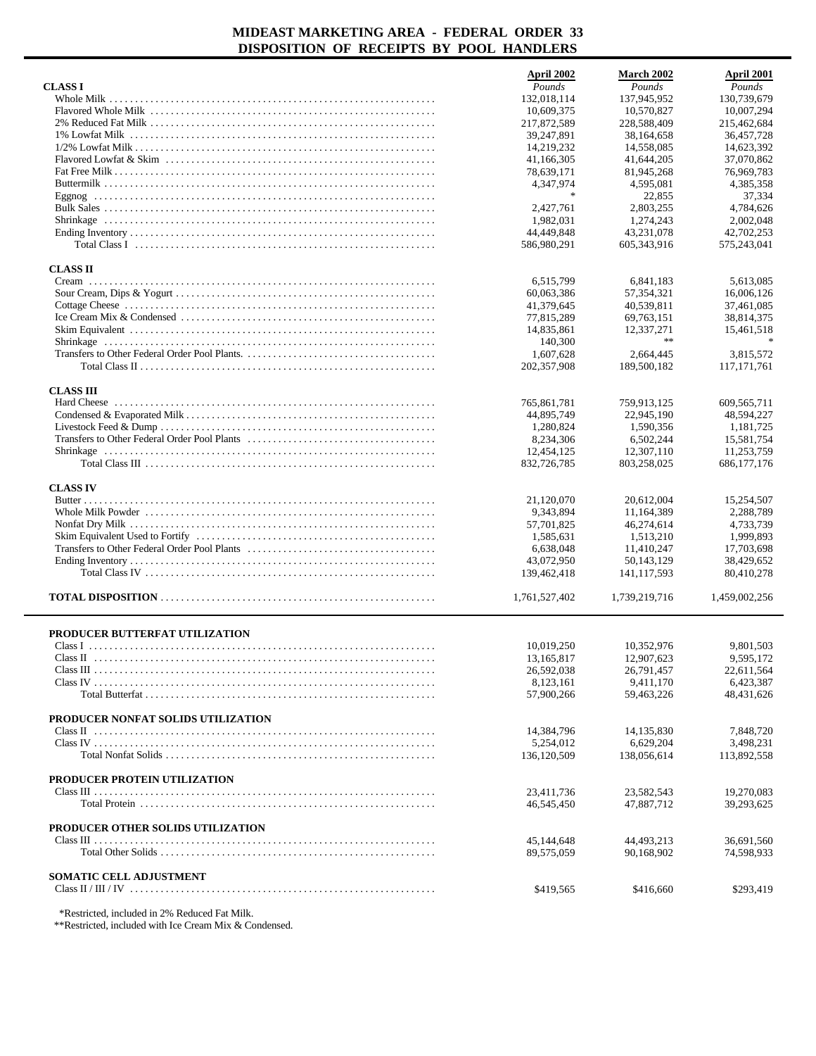# MIDEAST MARKETING AREA - FEDERAL ORDER 33
## DISPOSITION OF RECEIPTS BY POOL HANDLERS

| | April 2002 | March 2002 | April 2001 |
|---|---|---|---|
| | *Pounds* | *Pounds* | *Pounds* |
| **CLASS I** | | | |
| Whole Milk | 132,018,114 | 137,945,952 | 130,739,679 |
| Flavored Whole Milk | 10,609,375 | 10,570,827 | 10,007,294 |
| 2% Reduced Fat Milk | 217,872,589 | 228,588,409 | 215,462,684 |
| 1% Lowfat Milk | 39,247,891 | 38,164,658 | 36,457,728 |
| 1/2% Lowfat Milk | 14,219,232 | 14,558,085 | 14,623,392 |
| Flavored Lowfat & Skim | 41,166,305 | 41,644,205 | 37,070,862 |
| Fat Free Milk | 78,639,171 | 81,945,268 | 76,969,783 |
| Buttermilk | 4,347,974 | 4,595,081 | 4,385,358 |
| Eggnog | * | 22,855 | 37,334 |
| Bulk Sales | 2,427,761 | 2,803,255 | 4,784,626 |
| Shrinkage | 1,982,031 | 1,274,243 | 2,002,048 |
| Ending Inventory | 44,449,848 | 43,231,078 | 42,702,253 |
| Total Class I | 586,980,291 | 605,343,916 | 575,243,041 |
| **CLASS II** | | | |
| Cream | 6,515,799 | 6,841,183 | 5,613,085 |
| Sour Cream, Dips & Yogurt | 60,063,386 | 57,354,321 | 16,006,126 |
| Cottage Cheese | 41,379,645 | 40,539,811 | 37,461,085 |
| Ice Cream Mix & Condensed | 77,815,289 | 69,763,151 | 38,814,375 |
| Skim Equivalent | 14,835,861 | 12,337,271 | 15,461,518 |
| Shrinkage | 140,300 | ** | * |
| Transfers to Other Federal Order Pool Plants. | 1,607,628 | 2,664,445 | 3,815,572 |
| Total Class II | 202,357,908 | 189,500,182 | 117,171,761 |
| **CLASS III** | | | |
| Hard Cheese | 765,861,781 | 759,913,125 | 609,565,711 |
| Condensed & Evaporated Milk | 44,895,749 | 22,945,190 | 48,594,227 |
| Livestock Feed & Dump | 1,280,824 | 1,590,356 | 1,181,725 |
| Transfers to Other Federal Order Pool Plants | 8,234,306 | 6,502,244 | 15,581,754 |
| Shrinkage | 12,454,125 | 12,307,110 | 11,253,759 |
| Total Class III | 832,726,785 | 803,258,025 | 686,177,176 |
| **CLASS IV** | | | |
| Butter | 21,120,070 | 20,612,004 | 15,254,507 |
| Whole Milk Powder | 9,343,894 | 11,164,389 | 2,288,789 |
| Nonfat Dry Milk | 57,701,825 | 46,274,614 | 4,733,739 |
| Skim Equivalent Used to Fortify | 1,585,631 | 1,513,210 | 1,999,893 |
| Transfers to Other Federal Order Pool Plants | 6,638,048 | 11,410,247 | 17,703,698 |
| Ending Inventory | 43,072,950 | 50,143,129 | 38,429,652 |
| Total Class IV | 139,462,418 | 141,117,593 | 80,410,278 |
| **TOTAL DISPOSITION** | 1,761,527,402 | 1,739,219,716 | 1,459,002,256 |

| | April 2002 | March 2002 | April 2001 |
|---|---|---|---|
| **PRODUCER BUTTERFAT UTILIZATION** | | | |
| Class I | 10,019,250 | 10,352,976 | 9,801,503 |
| Class II | 13,165,817 | 12,907,623 | 9,595,172 |
| Class III | 26,592,038 | 26,791,457 | 22,611,564 |
| Class IV | 8,123,161 | 9,411,170 | 6,423,387 |
| Total Butterfat | 57,900,266 | 59,463,226 | 48,431,626 |
| **PRODUCER NONFAT SOLIDS UTILIZATION** | | | |
| Class II | 14,384,796 | 14,135,830 | 7,848,720 |
| Class IV | 5,254,012 | 6,629,204 | 3,498,231 |
| Total Nonfat Solids | 136,120,509 | 138,056,614 | 113,892,558 |
| **PRODUCER PROTEIN UTILIZATION** | | | |
| Class III | 23,411,736 | 23,582,543 | 19,270,083 |
| Total Protein | 46,545,450 | 47,887,712 | 39,293,625 |
| **PRODUCER OTHER SOLIDS UTILIZATION** | | | |
| Class III | 45,144,648 | 44,493,213 | 36,691,560 |
| Total Other Solids | 89,575,059 | 90,168,902 | 74,598,933 |
| **SOMATIC CELL ADJUSTMENT** | | | |
| Class II / III / IV | $419,565 | $416,660 | $293,419 |

*Restricted, included in 2% Reduced Fat Milk.
**Restricted, included with Ice Cream Mix & Condensed.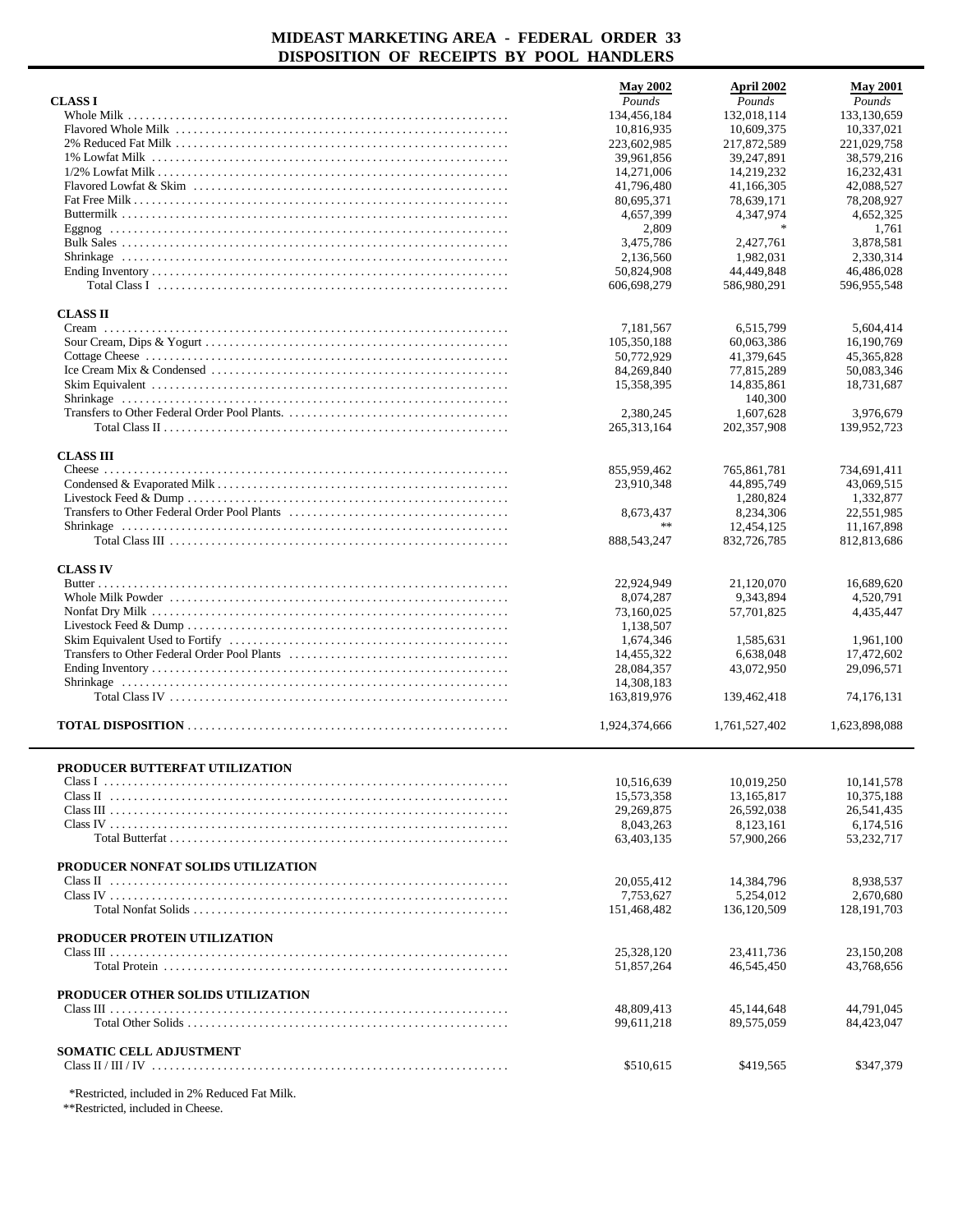# MIDEAST MARKETING AREA - FEDERAL ORDER 33
## DISPOSITION OF RECEIPTS BY POOL HANDLERS

| | May 2002 | April 2002 | May 2001 |
|---|---|---|---|
| | *Pounds* | *Pounds* | *Pounds* |
| **CLASS I** | | | |
| Whole Milk | 134,456,184 | 132,018,114 | 133,130,659 |
| Flavored Whole Milk | 10,816,935 | 10,609,375 | 10,337,021 |
| 2% Reduced Fat Milk | 223,602,985 | 217,872,589 | 221,029,758 |
| 1% Lowfat Milk | 39,961,856 | 39,247,891 | 38,579,216 |
| 1/2% Lowfat Milk | 14,271,006 | 14,219,232 | 16,232,431 |
| Flavored Lowfat & Skim | 41,796,480 | 41,166,305 | 42,088,527 |
| Fat Free Milk | 80,695,371 | 78,639,171 | 78,208,927 |
| Buttermilk | 4,657,399 | 4,347,974 | 4,652,325 |
| Eggnog | 2,809 | * | 1,761 |
| Bulk Sales | 3,475,786 | 2,427,761 | 3,878,581 |
| Shrinkage | 2,136,560 | 1,982,031 | 2,330,314 |
| Ending Inventory | 50,824,908 | 44,449,848 | 46,486,028 |
| Total Class I | 606,698,279 | 586,980,291 | 596,955,548 |
| **CLASS II** | | | |
| Cream | 7,181,567 | 6,515,799 | 5,604,414 |
| Sour Cream, Dips & Yogurt | 105,350,188 | 60,063,386 | 16,190,769 |
| Cottage Cheese | 50,772,929 | 41,379,645 | 45,365,828 |
| Ice Cream Mix & Condensed | 84,269,840 | 77,815,289 | 50,083,346 |
| Skim Equivalent | 15,358,395 | 14,835,861 | 18,731,687 |
| Shrinkage | | 140,300 | |
| Transfers to Other Federal Order Pool Plants. | 2,380,245 | 1,607,628 | 3,976,679 |
| Total Class II | 265,313,164 | 202,357,908 | 139,952,723 |
| **CLASS III** | | | |
| Cheese | 855,959,462 | 765,861,781 | 734,691,411 |
| Condensed & Evaporated Milk | 23,910,348 | 44,895,749 | 43,069,515 |
| Livestock Feed & Dump | | 1,280,824 | 1,332,877 |
| Transfers to Other Federal Order Pool Plants | 8,673,437 | 8,234,306 | 22,551,985 |
| Shrinkage | ** | 12,454,125 | 11,167,898 |
| Total Class III | 888,543,247 | 832,726,785 | 812,813,686 |
| **CLASS IV** | | | |
| Butter | 22,924,949 | 21,120,070 | 16,689,620 |
| Whole Milk Powder | 8,074,287 | 9,343,894 | 4,520,791 |
| Nonfat Dry Milk | 73,160,025 | 57,701,825 | 4,435,447 |
| Livestock Feed & Dump | 1,138,507 | | |
| Skim Equivalent Used to Fortify | 1,674,346 | 1,585,631 | 1,961,100 |
| Transfers to Other Federal Order Pool Plants | 14,455,322 | 6,638,048 | 17,472,602 |
| Ending Inventory | 28,084,357 | 43,072,950 | 29,096,571 |
| Shrinkage | 14,308,183 | | |
| Total Class IV | 163,819,976 | 139,462,418 | 74,176,131 |
| **TOTAL DISPOSITION** | 1,924,374,666 | 1,761,527,402 | 1,623,898,088 |

| | May 2002 | April 2002 | May 2001 |
|---|---|---|---|
| **PRODUCER BUTTERFAT UTILIZATION** | | | |
| Class I | 10,516,639 | 10,019,250 | 10,141,578 |
| Class II | 15,573,358 | 13,165,817 | 10,375,188 |
| Class III | 29,269,875 | 26,592,038 | 26,541,435 |
| Class IV | 8,043,263 | 8,123,161 | 6,174,516 |
| Total Butterfat | 63,403,135 | 57,900,266 | 53,232,717 |
| **PRODUCER NONFAT SOLIDS UTILIZATION** | | | |
| Class II | 20,055,412 | 14,384,796 | 8,938,537 |
| Class IV | 7,753,627 | 5,254,012 | 2,670,680 |
| Total Nonfat Solids | 151,468,482 | 136,120,509 | 128,191,703 |
| **PRODUCER PROTEIN UTILIZATION** | | | |
| Class III | 25,328,120 | 23,411,736 | 23,150,208 |
| Total Protein | 51,857,264 | 46,545,450 | 43,768,656 |
| **PRODUCER OTHER SOLIDS UTILIZATION** | | | |
| Class III | 48,809,413 | 45,144,648 | 44,791,045 |
| Total Other Solids | 99,611,218 | 89,575,059 | 84,423,047 |
| **SOMATIC CELL ADJUSTMENT** | | | |
| Class II / III / IV | $510,615 | $419,565 | $347,379 |

*Restricted, included in 2% Reduced Fat Milk.

**Restricted, included in Cheese.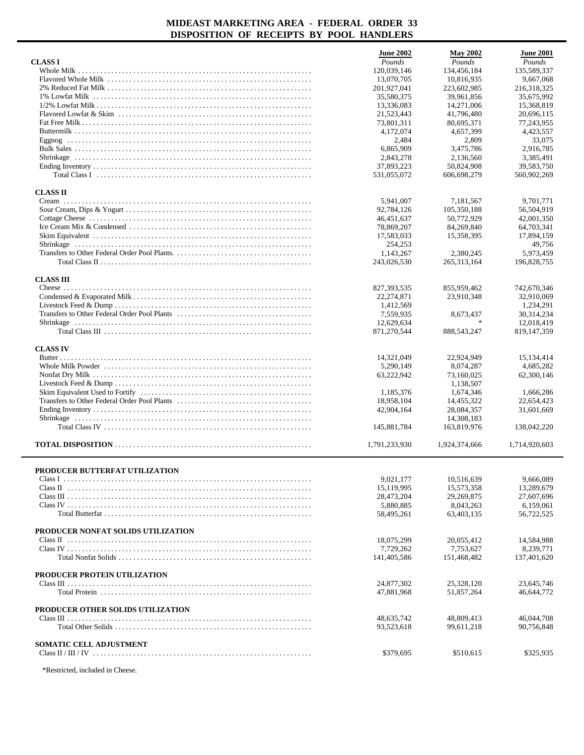# MIDEAST MARKETING AREA - FEDERAL ORDER 33
## DISPOSITION OF RECEIPTS BY POOL HANDLERS

| | June 2002 | May 2002 | June 2001 |
|---|---|---|---|
| | *Pounds* | *Pounds* | *Pounds* |
| **CLASS I** | | | |
| Whole Milk | 120,039,146 | 134,456,184 | 135,589,337 |
| Flavored Whole Milk | 13,070,705 | 10,816,935 | 9,667,068 |
| 2% Reduced Fat Milk | 201,927,041 | 223,602,985 | 216,318,325 |
| 1% Lowfat Milk | 35,580,375 | 39,961,856 | 35,675,992 |
| 1/2% Lowfat Milk | 13,336,083 | 14,271,006 | 15,368,819 |
| Flavored Lowfat & Skim | 21,523,443 | 41,796,480 | 20,696,115 |
| Fat Free Milk | 73,801,311 | 80,695,371 | 77,243,955 |
| Buttermilk | 4,172,074 | 4,657,399 | 4,423,557 |
| Eggnog | 2,484 | 2,809 | 33,075 |
| Bulk Sales | 6,865,909 | 3,475,786 | 2,916,785 |
| Shrinkage | 2,843,278 | 2,136,560 | 3,385,491 |
| Ending Inventory | 37,893,223 | 50,824,908 | 39,583,750 |
| Total Class I | 531,055,072 | 606,698,279 | 560,902,269 |
| **CLASS II** | | | |
| Cream | 5,941,007 | 7,181,567 | 9,701,771 |
| Sour Cream, Dips & Yogurt | 92,784,126 | 105,350,188 | 56,504,919 |
| Cottage Cheese | 46,451,637 | 50,772,929 | 42,001,350 |
| Ice Cream Mix & Condensed | 78,869,207 | 84,269,840 | 64,703,341 |
| Skim Equivalent | 17,583,033 | 15,358,395 | 17,894,159 |
| Shrinkage | 254,253 | | 49,756 |
| Transfers to Other Federal Order Pool Plants. | 1,143,267 | 2,380,245 | 5,973,459 |
| Total Class II | 243,026,530 | 265,313,164 | 196,828,755 |
| **CLASS III** | | | |
| Cheese | 827,393,535 | 855,959,462 | 742,670,346 |
| Condensed & Evaporated Milk | 22,274,871 | 23,910,348 | 32,910,069 |
| Livestock Feed & Dump | 1,412,569 | | 1,234,291 |
| Transfers to Other Federal Order Pool Plants | 7,559,935 | 8,673,437 | 30,314,234 |
| Shrinkage | 12,629,634 | * | 12,018,419 |
| Total Class III | 871,270,544 | 888,543,247 | 819,147,359 |
| **CLASS IV** | | | |
| Butter | 14,321,049 | 22,924,949 | 15,134,414 |
| Whole Milk Powder | 5,290,149 | 8,074,287 | 4,685,282 |
| Nonfat Dry Milk | 63,222,942 | 73,160,025 | 62,300,146 |
| Livestock Feed & Dump | | 1,138,507 | |
| Skim Equivalent Used to Fortify | 1,185,376 | 1,674,346 | 1,666,286 |
| Transfers to Other Federal Order Pool Plants | 18,958,104 | 14,455,322 | 22,654,423 |
| Ending Inventory | 42,904,164 | 28,084,357 | 31,601,669 |
| Shrinkage | | 14,308,183 | |
| Total Class IV | 145,881,784 | 163,819,976 | 138,042,220 |
| **TOTAL DISPOSITION** | 1,791,233,930 | 1,924,374,666 | 1,714,920,603 |

| | June 2002 | May 2002 | June 2001 |
|---|---|---|---|
| **PRODUCER BUTTERFAT UTILIZATION** | | | |
| Class I | 9,021,177 | 10,516,639 | 9,666,089 |
| Class II | 15,119,995 | 15,573,358 | 13,289,679 |
| Class III | 28,473,204 | 29,269,875 | 27,607,696 |
| Class IV | 5,880,885 | 8,043,263 | 6,159,061 |
| Total Butterfat | 58,495,261 | 63,403,135 | 56,722,525 |
| **PRODUCER NONFAT SOLIDS UTILIZATION** | | | |
| Class II | 18,075,299 | 20,055,412 | 14,584,988 |
| Class IV | 7,729,262 | 7,753,627 | 8,239,771 |
| Total Nonfat Solids | 141,405,586 | 151,468,482 | 137,401,620 |
| **PRODUCER PROTEIN UTILIZATION** | | | |
| Class III | 24,877,302 | 25,328,120 | 23,645,746 |
| Total Protein | 47,881,968 | 51,857,264 | 46,644,772 |
| **PRODUCER OTHER SOLIDS UTILIZATION** | | | |
| Class III | 48,635,742 | 48,809,413 | 46,044,708 |
| Total Other Solids | 93,523,618 | 99,611,218 | 90,756,848 |
| **SOMATIC CELL ADJUSTMENT** | | | |
| Class II / III / IV | $379,695 | $510,615 | $325,935 |

*Restricted, included in Cheese.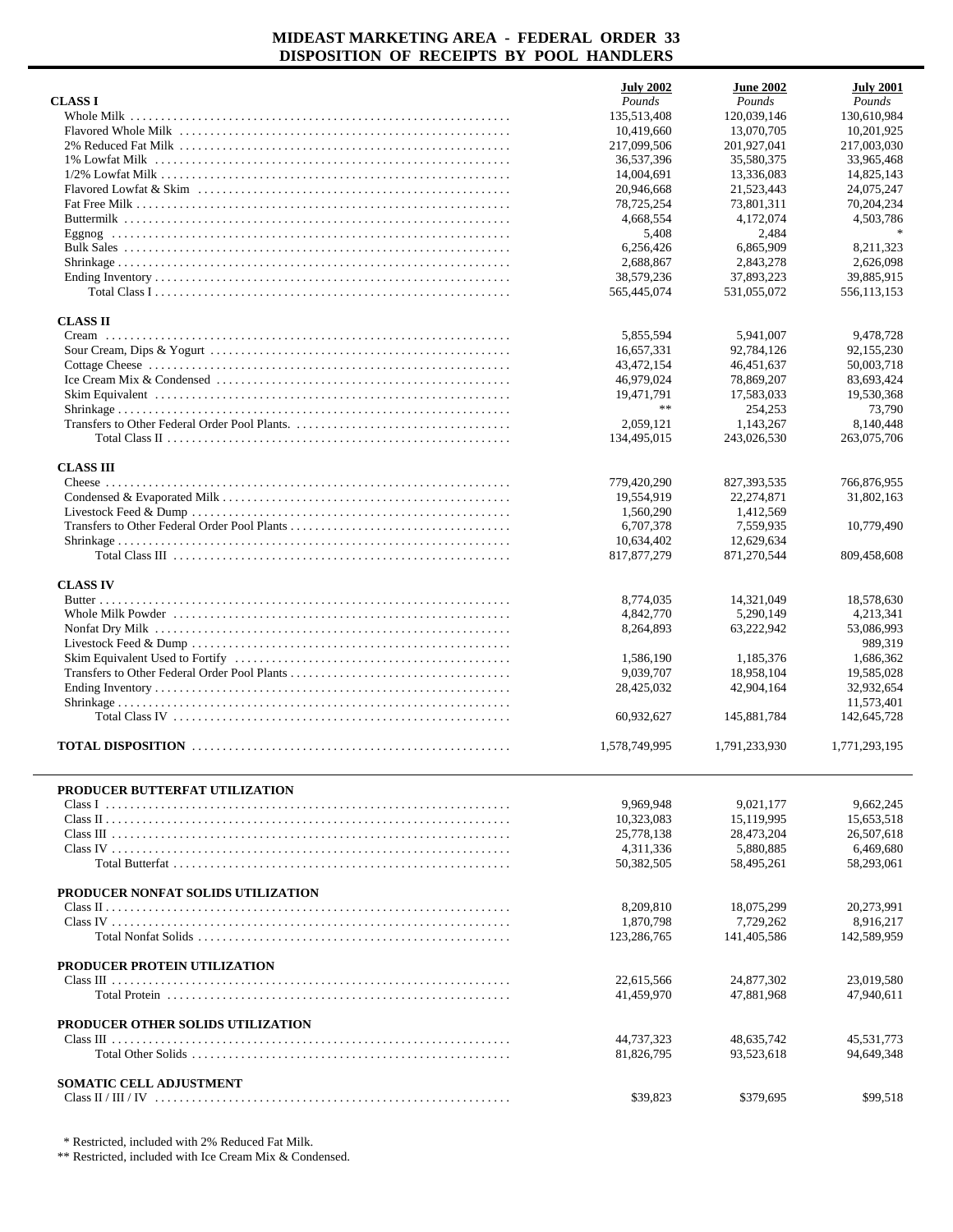# MIDEAST MARKETING AREA - FEDERAL ORDER 33
## DISPOSITION OF RECEIPTS BY POOL HANDLERS

| | July 2002 | June 2002 | July 2001 |
|---|---|---|---|
| | *Pounds* | *Pounds* | *Pounds* |
| **CLASS I** | | | |
| Whole Milk | 135,513,408 | 120,039,146 | 130,610,984 |
| Flavored Whole Milk | 10,419,660 | 13,070,705 | 10,201,925 |
| 2% Reduced Fat Milk | 217,099,506 | 201,927,041 | 217,003,030 |
| 1% Lowfat Milk | 36,537,396 | 35,580,375 | 33,965,468 |
| 1/2% Lowfat Milk | 14,004,691 | 13,336,083 | 14,825,143 |
| Flavored Lowfat & Skim | 20,946,668 | 21,523,443 | 24,075,247 |
| Fat Free Milk | 78,725,254 | 73,801,311 | 70,204,234 |
| Buttermilk | 4,668,554 | 4,172,074 | 4,503,786 |
| Eggnog | 5,408 | 2,484 | * |
| Bulk Sales | 6,256,426 | 6,865,909 | 8,211,323 |
| Shrinkage | 2,688,867 | 2,843,278 | 2,626,098 |
| Ending Inventory | 38,579,236 | 37,893,223 | 39,885,915 |
| Total Class I | 565,445,074 | 531,055,072 | 556,113,153 |
| **CLASS II** | | | |
| Cream | 5,855,594 | 5,941,007 | 9,478,728 |
| Sour Cream, Dips & Yogurt | 16,657,331 | 92,784,126 | 92,155,230 |
| Cottage Cheese | 43,472,154 | 46,451,637 | 50,003,718 |
| Ice Cream Mix & Condensed | 46,979,024 | 78,869,207 | 83,693,424 |
| Skim Equivalent | 19,471,791 | 17,583,033 | 19,530,368 |
| Shrinkage | ** | 254,253 | 73,790 |
| Transfers to Other Federal Order Pool Plants. | 2,059,121 | 1,143,267 | 8,140,448 |
| Total Class II | 134,495,015 | 243,026,530 | 263,075,706 |
| **CLASS III** | | | |
| Cheese | 779,420,290 | 827,393,535 | 766,876,955 |
| Condensed & Evaporated Milk | 19,554,919 | 22,274,871 | 31,802,163 |
| Livestock Feed & Dump | 1,560,290 | 1,412,569 | |
| Transfers to Other Federal Order Pool Plants | 6,707,378 | 7,559,935 | 10,779,490 |
| Shrinkage | 10,634,402 | 12,629,634 | |
| Total Class III | 817,877,279 | 871,270,544 | 809,458,608 |
| **CLASS IV** | | | |
| Butter | 8,774,035 | 14,321,049 | 18,578,630 |
| Whole Milk Powder | 4,842,770 | 5,290,149 | 4,213,341 |
| Nonfat Dry Milk | 8,264,893 | 63,222,942 | 53,086,993 |
| Livestock Feed & Dump | | | 989,319 |
| Skim Equivalent Used to Fortify | 1,586,190 | 1,185,376 | 1,686,362 |
| Transfers to Other Federal Order Pool Plants | 9,039,707 | 18,958,104 | 19,585,028 |
| Ending Inventory | 28,425,032 | 42,904,164 | 32,932,654 |
| Shrinkage | | | 11,573,401 |
| Total Class IV | 60,932,627 | 145,881,784 | 142,645,728 |
| **TOTAL DISPOSITION** | 1,578,749,995 | 1,791,233,930 | 1,771,293,195 |

| | July 2002 | June 2002 | July 2001 |
|---|---|---|---|
| **PRODUCER BUTTERFAT UTILIZATION** | | | |
| Class I | 9,969,948 | 9,021,177 | 9,662,245 |
| Class II | 10,323,083 | 15,119,995 | 15,653,518 |
| Class III | 25,778,138 | 28,473,204 | 26,507,618 |
| Class IV | 4,311,336 | 5,880,885 | 6,469,680 |
| Total Butterfat | 50,382,505 | 58,495,261 | 58,293,061 |
| **PRODUCER NONFAT SOLIDS UTILIZATION** | | | |
| Class II | 8,209,810 | 18,075,299 | 20,273,991 |
| Class IV | 1,870,798 | 7,729,262 | 8,916,217 |
| Total Nonfat Solids | 123,286,765 | 141,405,586 | 142,589,959 |
| **PRODUCER PROTEIN UTILIZATION** | | | |
| Class III | 22,615,566 | 24,877,302 | 23,019,580 |
| Total Protein | 41,459,970 | 47,881,968 | 47,940,611 |
| **PRODUCER OTHER SOLIDS UTILIZATION** | | | |
| Class III | 44,737,323 | 48,635,742 | 45,531,773 |
| Total Other Solids | 81,826,795 | 93,523,618 | 94,649,348 |
| **SOMATIC CELL ADJUSTMENT** | | | |
| Class II / III / IV | $39,823 | $379,695 | $99,518 |

\* Restricted, included with 2% Reduced Fat Milk.
** Restricted, included with Ice Cream Mix & Condensed.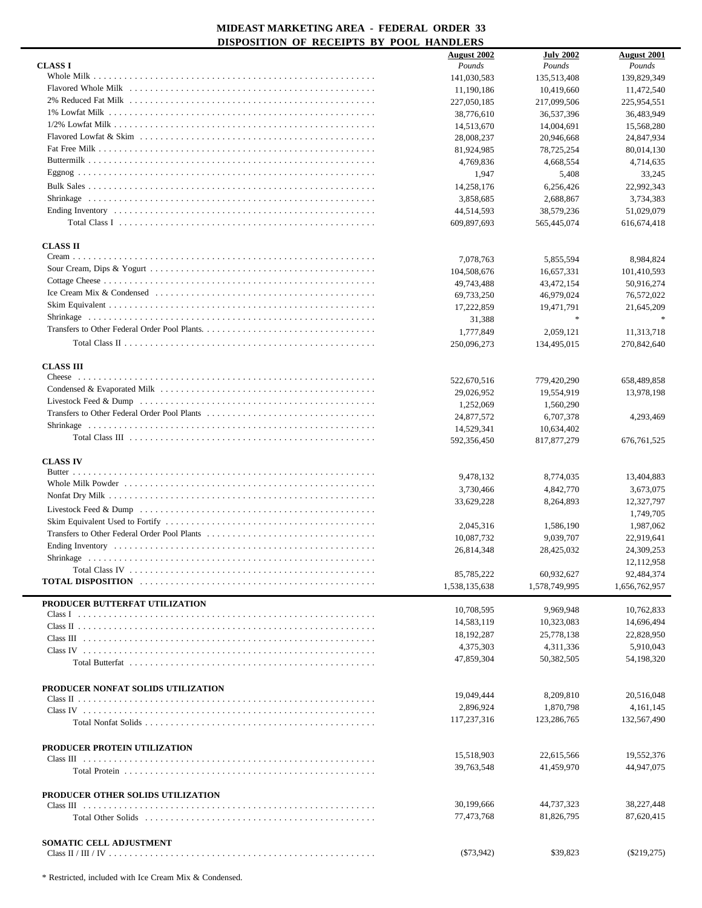# MIDEAST MARKETING AREA - FEDERAL ORDER 33
## DISPOSITION OF RECEIPTS BY POOL HANDLERS

| | August 2002 | July 2002 | August 2001 |
|---|---|---|---|
| | *Pounds* | *Pounds* | *Pounds* |
| **CLASS I** | | | |
| Whole Milk | 141,030,583 | 135,513,408 | 139,829,349 |
| Flavored Whole Milk | 11,190,186 | 10,419,660 | 11,472,540 |
| 2% Reduced Fat Milk | 227,050,185 | 217,099,506 | 225,954,551 |
| 1% Lowfat Milk | 38,776,610 | 36,537,396 | 36,483,949 |
| 1/2% Lowfat Milk | 14,513,670 | 14,004,691 | 15,568,280 |
| Flavored Lowfat & Skim | 28,008,237 | 20,946,668 | 24,847,934 |
| Fat Free Milk | 81,924,985 | 78,725,254 | 80,014,130 |
| Buttermilk | 4,769,836 | 4,668,554 | 4,714,635 |
| Eggnog | 1,947 | 5,408 | 33,245 |
| Bulk Sales | 14,258,176 | 6,256,426 | 22,992,343 |
| Shrinkage | 3,858,685 | 2,688,867 | 3,734,383 |
| Ending Inventory | 44,514,593 | 38,579,236 | 51,029,079 |
| Total Class I | 609,897,693 | 565,445,074 | 616,674,418 |
| **CLASS II** | | | |
| Cream | 7,078,763 | 5,855,594 | 8,984,824 |
| Sour Cream, Dips & Yogurt | 104,508,676 | 16,657,331 | 101,410,593 |
| Cottage Cheese | 49,743,488 | 43,472,154 | 50,916,274 |
| Ice Cream Mix & Condensed | 69,733,250 | 46,979,024 | 76,572,022 |
| Skim Equivalent | 17,222,859 | 19,471,791 | 21,645,209 |
| Shrinkage | 31,388 | * | * |
| Transfers to Other Federal Order Pool Plants. | 1,777,849 | 2,059,121 | 11,313,718 |
| Total Class II | 250,096,273 | 134,495,015 | 270,842,640 |
| **CLASS III** | | | |
| Cheese | 522,670,516 | 779,420,290 | 658,489,858 |
| Condensed & Evaporated Milk | 29,026,952 | 19,554,919 | 13,978,198 |
| Livestock Feed & Dump | 1,252,069 | 1,560,290 | |
| Transfers to Other Federal Order Pool Plants | 24,877,572 | 6,707,378 | 4,293,469 |
| Shrinkage | 14,529,341 | 10,634,402 | |
| Total Class III | 592,356,450 | 817,877,279 | 676,761,525 |
| **CLASS IV** | | | |
| Butter | 9,478,132 | 8,774,035 | 13,404,883 |
| Whole Milk Powder | 3,730,466 | 4,842,770 | 3,673,075 |
| Nonfat Dry Milk | 33,629,228 | 8,264,893 | 12,327,797 |
| Livestock Feed & Dump | | | 1,749,705 |
| Skim Equivalent Used to Fortify | 2,045,316 | 1,586,190 | 1,987,062 |
| Transfers to Other Federal Order Pool Plants | 10,087,732 | 9,039,707 | 22,919,641 |
| Ending Inventory | 26,814,348 | 28,425,032 | 24,309,253 |
| Shrinkage | | | 12,112,958 |
| Total Class IV | 85,785,222 | 60,932,627 | 92,484,374 |
| **TOTAL DISPOSITION** | 1,538,135,638 | 1,578,749,995 | 1,656,762,957 |
| **PRODUCER BUTTERFAT UTILIZATION** | | | |
| Class I | 10,708,595 | 9,969,948 | 10,762,833 |
| Class II | 14,583,119 | 10,323,083 | 14,696,494 |
| Class III | 18,192,287 | 25,778,138 | 22,828,950 |
| Class IV | 4,375,303 | 4,311,336 | 5,910,043 |
| Total Butterfat | 47,859,304 | 50,382,505 | 54,198,320 |
| **PRODUCER NONFAT SOLIDS UTILIZATION** | | | |
| Class II | 19,049,444 | 8,209,810 | 20,516,048 |
| Class IV | 2,896,924 | 1,870,798 | 4,161,145 |
| Total Nonfat Solids | 117,237,316 | 123,286,765 | 132,567,490 |
| **PRODUCER PROTEIN UTILIZATION** | | | |
| Class III | 15,518,903 | 22,615,566 | 19,552,376 |
| Total Protein | 39,763,548 | 41,459,970 | 44,947,075 |
| **PRODUCER OTHER SOLIDS UTILIZATION** | | | |
| Class III | 30,199,666 | 44,737,323 | 38,227,448 |
| Total Other Solids | 77,473,768 | 81,826,795 | 87,620,415 |
| **SOMATIC CELL ADJUSTMENT** | | | |
| Class II / III / IV | ($73,942) | $39,823 | ($219,275) |

\* Restricted, included with Ice Cream Mix & Condensed.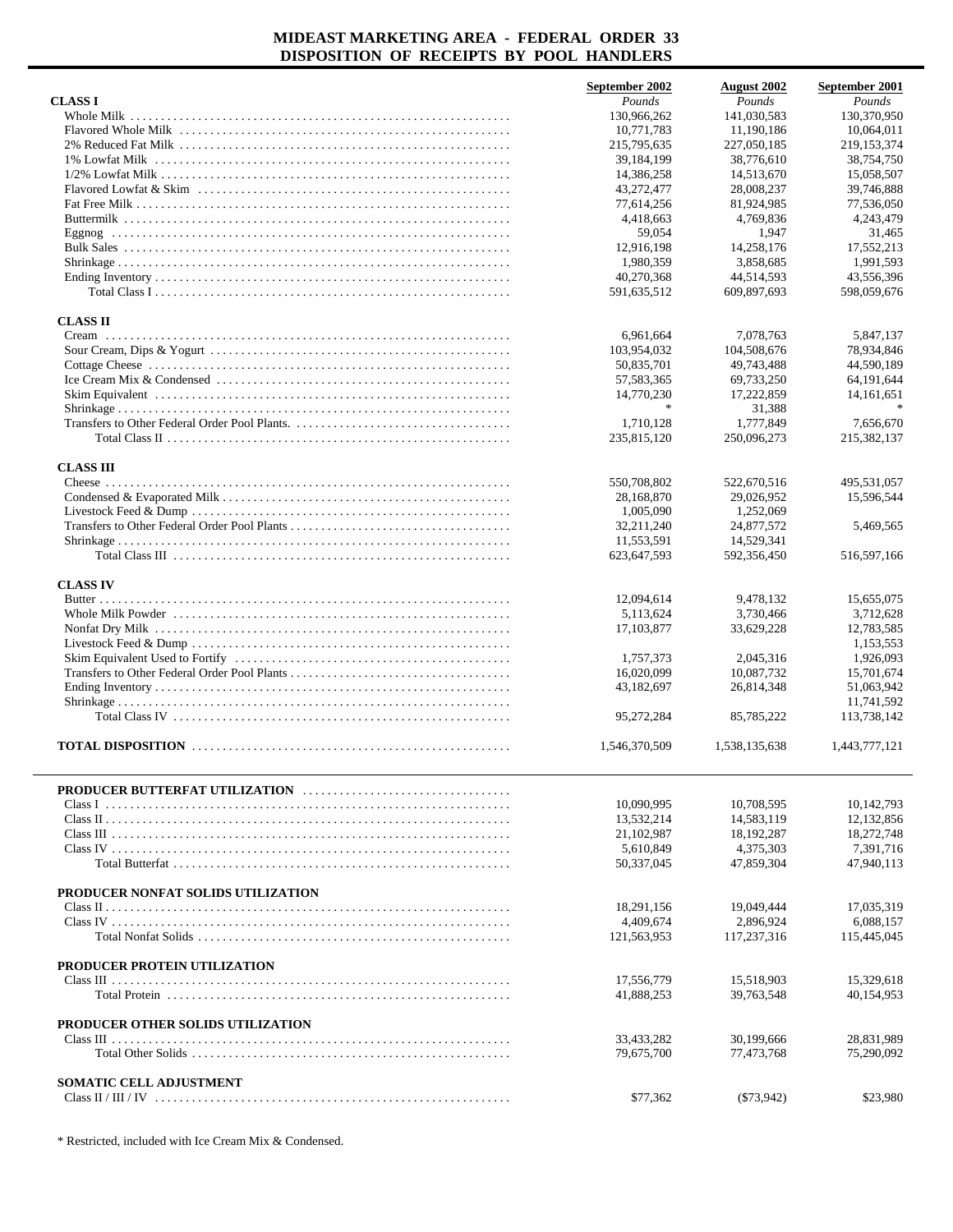# MIDEAST MARKETING AREA - FEDERAL ORDER 33
## DISPOSITION OF RECEIPTS BY POOL HANDLERS

| | September 2002 | August 2002 | September 2001 |
|---|---|---|---|
| **CLASS I** | *Pounds* | *Pounds* | *Pounds* |
| Whole Milk | 130,966,262 | 141,030,583 | 130,370,950 |
| Flavored Whole Milk | 10,771,783 | 11,190,186 | 10,064,011 |
| 2% Reduced Fat Milk | 215,795,635 | 227,050,185 | 219,153,374 |
| 1% Lowfat Milk | 39,184,199 | 38,776,610 | 38,754,750 |
| 1/2% Lowfat Milk | 14,386,258 | 14,513,670 | 15,058,507 |
| Flavored Lowfat & Skim | 43,272,477 | 28,008,237 | 39,746,888 |
| Fat Free Milk | 77,614,256 | 81,924,985 | 77,536,050 |
| Buttermilk | 4,418,663 | 4,769,836 | 4,243,479 |
| Eggnog | 59,054 | 1,947 | 31,465 |
| Bulk Sales | 12,916,198 | 14,258,176 | 17,552,213 |
| Shrinkage | 1,980,359 | 3,858,685 | 1,991,593 |
| Ending Inventory | 40,270,368 | 44,514,593 | 43,556,396 |
| Total Class I | 591,635,512 | 609,897,693 | 598,059,676 |
| **CLASS II** | | | |
| Cream | 6,961,664 | 7,078,763 | 5,847,137 |
| Sour Cream, Dips & Yogurt | 103,954,032 | 104,508,676 | 78,934,846 |
| Cottage Cheese | 50,835,701 | 49,743,488 | 44,590,189 |
| Ice Cream Mix & Condensed | 57,583,365 | 69,733,250 | 64,191,644 |
| Skim Equivalent | 14,770,230 | 17,222,859 | 14,161,651 |
| Shrinkage | * | 31,388 | * |
| Transfers to Other Federal Order Pool Plants. | 1,710,128 | 1,777,849 | 7,656,670 |
| Total Class II | 235,815,120 | 250,096,273 | 215,382,137 |
| **CLASS III** | | | |
| Cheese | 550,708,802 | 522,670,516 | 495,531,057 |
| Condensed & Evaporated Milk | 28,168,870 | 29,026,952 | 15,596,544 |
| Livestock Feed & Dump | 1,005,090 | 1,252,069 | |
| Transfers to Other Federal Order Pool Plants | 32,211,240 | 24,877,572 | 5,469,565 |
| Shrinkage | 11,553,591 | 14,529,341 | |
| Total Class III | 623,647,593 | 592,356,450 | 516,597,166 |
| **CLASS IV** | | | |
| Butter | 12,094,614 | 9,478,132 | 15,655,075 |
| Whole Milk Powder | 5,113,624 | 3,730,466 | 3,712,628 |
| Nonfat Dry Milk | 17,103,877 | 33,629,228 | 12,783,585 |
| Livestock Feed & Dump | | | 1,153,553 |
| Skim Equivalent Used to Fortify | 1,757,373 | 2,045,316 | 1,926,093 |
| Transfers to Other Federal Order Pool Plants | 16,020,099 | 10,087,732 | 15,701,674 |
| Ending Inventory | 43,182,697 | 26,814,348 | 51,063,942 |
| Shrinkage | | | 11,741,592 |
| Total Class IV | 95,272,284 | 85,785,222 | 113,738,142 |
| **TOTAL DISPOSITION** | 1,546,370,509 | 1,538,135,638 | 1,443,777,121 |

| | September 2002 | August 2002 | September 2001 |
|---|---|---|---|
| **PRODUCER BUTTERFAT UTILIZATION** | | | |
| Class I | 10,090,995 | 10,708,595 | 10,142,793 |
| Class II | 13,532,214 | 14,583,119 | 12,132,856 |
| Class III | 21,102,987 | 18,192,287 | 18,272,748 |
| Class IV | 5,610,849 | 4,375,303 | 7,391,716 |
| Total Butterfat | 50,337,045 | 47,859,304 | 47,940,113 |
| **PRODUCER NONFAT SOLIDS UTILIZATION** | | | |
| Class II | 18,291,156 | 19,049,444 | 17,035,319 |
| Class IV | 4,409,674 | 2,896,924 | 6,088,157 |
| Total Nonfat Solids | 121,563,953 | 117,237,316 | 115,445,045 |
| **PRODUCER PROTEIN UTILIZATION** | | | |
| Class III | 17,556,779 | 15,518,903 | 15,329,618 |
| Total Protein | 41,888,253 | 39,763,548 | 40,154,953 |
| **PRODUCER OTHER SOLIDS UTILIZATION** | | | |
| Class III | 33,433,282 | 30,199,666 | 28,831,989 |
| Total Other Solids | 79,675,700 | 77,473,768 | 75,290,092 |
| **SOMATIC CELL ADJUSTMENT** | | | |
| Class II / III / IV | $77,362 | ($73,942) | $23,980 |

* Restricted, included with Ice Cream Mix & Condensed.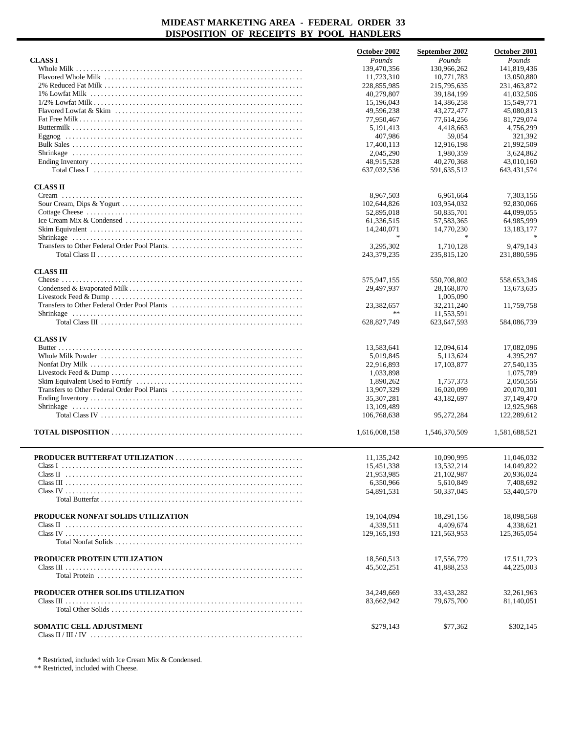# MIDEAST MARKETING AREA - FEDERAL ORDER 33
## DISPOSITION OF RECEIPTS BY POOL HANDLERS

| | October 2002 | September 2002 | October 2001 |
|---|---|---|---|
| | *Pounds* | *Pounds* | *Pounds* |
| **CLASS I** | | | |
| Whole Milk | 139,470,356 | 130,966,262 | 141,819,436 |
| Flavored Whole Milk | 11,723,310 | 10,771,783 | 13,050,880 |
| 2% Reduced Fat Milk | 228,855,985 | 215,795,635 | 231,463,872 |
| 1% Lowfat Milk | 40,279,807 | 39,184,199 | 41,032,506 |
| 1/2% Lowfat Milk | 15,196,043 | 14,386,258 | 15,549,771 |
| Flavored Lowfat & Skim | 49,596,238 | 43,272,477 | 45,080,813 |
| Fat Free Milk | 77,950,467 | 77,614,256 | 81,729,074 |
| Buttermilk | 5,191,413 | 4,418,663 | 4,756,299 |
| Eggnog | 407,986 | 59,054 | 321,392 |
| Bulk Sales | 17,400,113 | 12,916,198 | 21,992,509 |
| Shrinkage | 2,045,290 | 1,980,359 | 3,624,862 |
| Ending Inventory | 48,915,528 | 40,270,368 | 43,010,160 |
| Total Class I | 637,032,536 | 591,635,512 | 643,431,574 |
| **CLASS II** | | | |
| Cream | 8,967,503 | 6,961,664 | 7,303,156 |
| Sour Cream, Dips & Yogurt | 102,644,826 | 103,954,032 | 92,830,066 |
| Cottage Cheese | 52,895,018 | 50,835,701 | 44,099,055 |
| Ice Cream Mix & Condensed | 61,336,515 | 57,583,365 | 64,985,999 |
| Skim Equivalent | 14,240,071 | 14,770,230 | 13,183,177 |
| Shrinkage | * | * | * |
| Transfers to Other Federal Order Pool Plants. | 3,295,302 | 1,710,128 | 9,479,143 |
| Total Class II | 243,379,235 | 235,815,120 | 231,880,596 |
| **CLASS III** | | | |
| Cheese | 575,947,155 | 550,708,802 | 558,653,346 |
| Condensed & Evaporated Milk | 29,497,937 | 28,168,870 | 13,673,635 |
| Livestock Feed & Dump | | 1,005,090 | |
| Transfers to Other Federal Order Pool Plants | 23,382,657 | 32,211,240 | 11,759,758 |
| Shrinkage | ** | 11,553,591 | |
| Total Class III | 628,827,749 | 623,647,593 | 584,086,739 |
| **CLASS IV** | | | |
| Butter | 13,583,641 | 12,094,614 | 17,082,096 |
| Whole Milk Powder | 5,019,845 | 5,113,624 | 4,395,297 |
| Nonfat Dry Milk | 22,916,893 | 17,103,877 | 27,540,135 |
| Livestock Feed & Dump | 1,033,898 | | 1,075,789 |
| Skim Equivalent Used to Fortify | 1,890,262 | 1,757,373 | 2,050,556 |
| Transfers to Other Federal Order Pool Plants | 13,907,329 | 16,020,099 | 20,070,301 |
| Ending Inventory | 35,307,281 | 43,182,697 | 37,149,470 |
| Shrinkage | 13,109,489 | | 12,925,968 |
| Total Class IV | 106,768,638 | 95,272,284 | 122,289,612 |
| **TOTAL DISPOSITION** | 1,616,008,158 | 1,546,370,509 | 1,581,688,521 |
| **PRODUCER BUTTERFAT UTILIZATION** | | | |
| Class I | 11,135,242 | 10,090,995 | 11,046,032 |
| Class II | 15,451,338 | 13,532,214 | 14,049,822 |
| Class III | 21,953,985 | 21,102,987 | 20,936,024 |
| Class IV | 6,350,966 | 5,610,849 | 7,408,692 |
| Total Butterfat | 54,891,531 | 50,337,045 | 53,440,570 |
| **PRODUCER NONFAT SOLIDS UTILIZATION** | | | |
| Class II | 19,104,094 | 18,291,156 | 18,098,568 |
| Class IV | 4,339,511 | 4,409,674 | 4,338,621 |
| Total Nonfat Solids | 129,165,193 | 121,563,953 | 125,365,054 |
| **PRODUCER PROTEIN UTILIZATION** | | | |
| Class III | 18,560,513 | 17,556,779 | 17,511,723 |
| Total Protein | 45,502,251 | 41,888,253 | 44,225,003 |
| **PRODUCER OTHER SOLIDS UTILIZATION** | | | |
| Class III | 34,249,669 | 33,433,282 | 32,261,963 |
| Total Other Solids | 83,662,942 | 79,675,700 | 81,140,051 |
| **SOMATIC CELL ADJUSTMENT** | | | |
| Class II / III / IV | $279,143 | $77,362 | $302,145 |

\* Restricted, included with Ice Cream Mix & Condensed.
** Restricted, included with Cheese.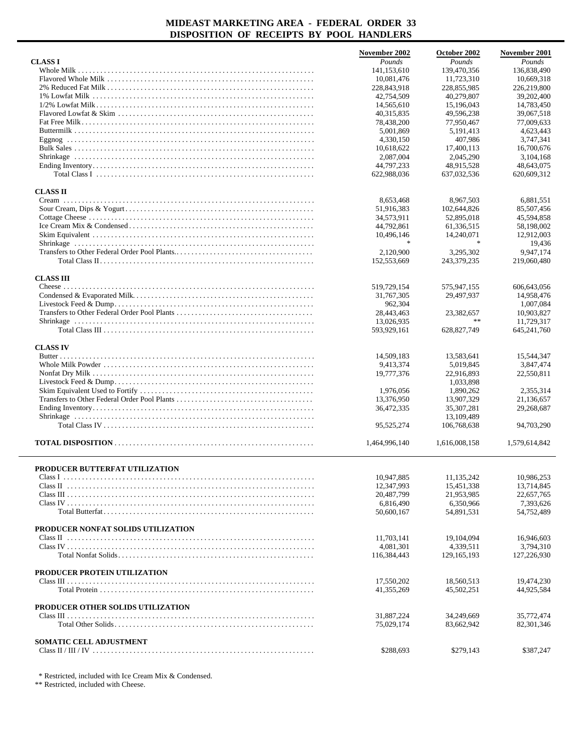# MIDEAST MARKETING AREA - FEDERAL ORDER 33
## DISPOSITION OF RECEIPTS BY POOL HANDLERS

| | November 2002 | October 2002 | November 2001 |
|---|---|---|---|
| | *Pounds* | *Pounds* | *Pounds* |
| **CLASS I** | | | |
| Whole Milk | 141,153,610 | 139,470,356 | 136,838,490 |
| Flavored Whole Milk | 10,081,476 | 11,723,310 | 10,669,318 |
| 2% Reduced Fat Milk | 228,843,918 | 228,855,985 | 226,219,800 |
| 1% Lowfat Milk | 42,754,509 | 40,279,807 | 39,202,400 |
| 1/2% Lowfat Milk | 14,565,610 | 15,196,043 | 14,783,450 |
| Flavored Lowfat & Skim | 40,315,835 | 49,596,238 | 39,067,518 |
| Fat Free Milk | 78,438,200 | 77,950,467 | 77,009,633 |
| Buttermilk | 5,001,869 | 5,191,413 | 4,623,443 |
| Eggnog | 4,330,150 | 407,986 | 3,747,341 |
| Bulk Sales | 10,618,622 | 17,400,113 | 16,700,676 |
| Shrinkage | 2,087,004 | 2,045,290 | 3,104,168 |
| Ending Inventory | 44,797,233 | 48,915,528 | 48,643,075 |
| Total Class I | 622,988,036 | 637,032,536 | 620,609,312 |
| **CLASS II** | | | |
| Cream | 8,653,468 | 8,967,503 | 6,881,551 |
| Sour Cream, Dips & Yogurt | 51,916,383 | 102,644,826 | 85,507,456 |
| Cottage Cheese | 34,573,911 | 52,895,018 | 45,594,858 |
| Ice Cream Mix & Condensed | 44,792,861 | 61,336,515 | 58,198,002 |
| Skim Equivalent | 10,496,146 | 14,240,071 | 12,912,003 |
| Shrinkage | * | * | 19,436 |
| Transfers to Other Federal Order Pool Plants | 2,120,900 | 3,295,302 | 9,947,174 |
| Total Class II | 152,553,669 | 243,379,235 | 219,060,480 |
| **CLASS III** | | | |
| Cheese | 519,729,154 | 575,947,155 | 606,643,056 |
| Condensed & Evaporated Milk | 31,767,305 | 29,497,937 | 14,958,476 |
| Livestock Feed & Dump | 962,304 | | 1,007,084 |
| Transfers to Other Federal Order Pool Plants | 28,443,463 | 23,382,657 | 10,903,827 |
| Shrinkage | 13,026,935 | ** | 11,729,317 |
| Total Class III | 593,929,161 | 628,827,749 | 645,241,760 |
| **CLASS IV** | | | |
| Butter | 14,509,183 | 13,583,641 | 15,544,347 |
| Whole Milk Powder | 9,413,374 | 5,019,845 | 3,847,474 |
| Nonfat Dry Milk | 19,777,376 | 22,916,893 | 22,550,811 |
| Livestock Feed & Dump | | 1,033,898 | |
| Skim Equivalent Used to Fortify | 1,976,056 | 1,890,262 | 2,355,314 |
| Transfers to Other Federal Order Pool Plants | 13,376,950 | 13,907,329 | 21,136,657 |
| Ending Inventory | 36,472,335 | 35,307,281 | 29,268,687 |
| Shrinkage | | 13,109,489 | |
| Total Class IV | 95,525,274 | 106,768,638 | 94,703,290 |
| **TOTAL DISPOSITION** | 1,464,996,140 | 1,616,008,158 | 1,579,614,842 |

| | November 2002 | October 2002 | November 2001 |
|---|---|---|---|
| **PRODUCER BUTTERFAT UTILIZATION** | | | |
| Class I | 10,947,885 | 11,135,242 | 10,986,253 |
| Class II | 12,347,993 | 15,451,338 | 13,714,845 |
| Class III | 20,487,799 | 21,953,985 | 22,657,765 |
| Class IV | 6,816,490 | 6,350,966 | 7,393,626 |
| Total Butterfat | 50,600,167 | 54,891,531 | 54,752,489 |
| **PRODUCER NONFAT SOLIDS UTILIZATION** | | | |
| Class II | 11,703,141 | 19,104,094 | 16,946,603 |
| Class IV | 4,081,301 | 4,339,511 | 3,794,310 |
| Total Nonfat Solids | 116,384,443 | 129,165,193 | 127,226,930 |
| **PRODUCER PROTEIN UTILIZATION** | | | |
| Class III | 17,550,202 | 18,560,513 | 19,474,230 |
| Total Protein | 41,355,269 | 45,502,251 | 44,925,584 |
| **PRODUCER OTHER SOLIDS UTILIZATION** | | | |
| Class III | 31,887,224 | 34,249,669 | 35,772,474 |
| Total Other Solids | 75,029,174 | 83,662,942 | 82,301,346 |
| **SOMATIC CELL ADJUSTMENT** | | | |
| Class II / III / IV | $288,693 | $279,143 | $387,247 |

\* Restricted, included with Ice Cream Mix & Condensed.
\** Restricted, included with Cheese.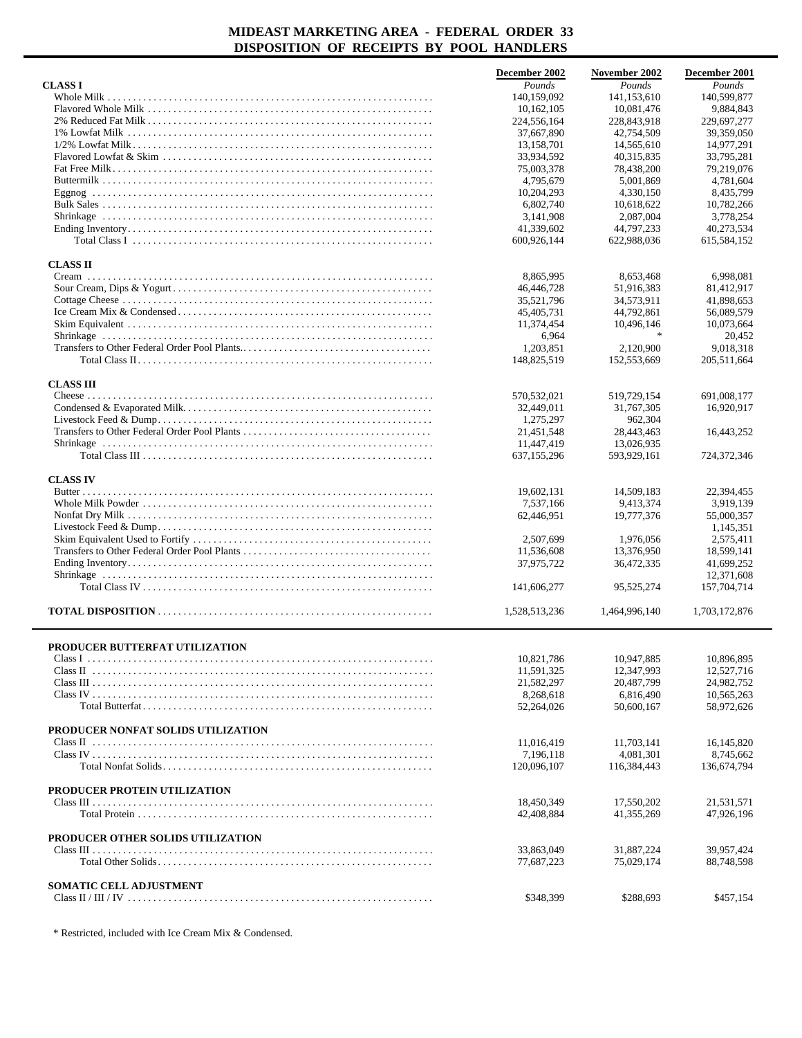# MIDEAST MARKETING AREA - FEDERAL ORDER 33
## DISPOSITION OF RECEIPTS BY POOL HANDLERS

| | December 2002 | November 2002 | December 2001 |
|---|---|---|---|
| | *Pounds* | *Pounds* | *Pounds* |
| **CLASS I** | | | |
| Whole Milk | 140,159,092 | 141,153,610 | 140,599,877 |
| Flavored Whole Milk | 10,162,105 | 10,081,476 | 9,884,843 |
| 2% Reduced Fat Milk | 224,556,164 | 228,843,918 | 229,697,277 |
| 1% Lowfat Milk | 37,667,890 | 42,754,509 | 39,359,050 |
| 1/2% Lowfat Milk | 13,158,701 | 14,565,610 | 14,977,291 |
| Flavored Lowfat & Skim | 33,934,592 | 40,315,835 | 33,795,281 |
| Fat Free Milk | 75,003,378 | 78,438,200 | 79,219,076 |
| Buttermilk | 4,795,679 | 5,001,869 | 4,781,604 |
| Eggnog | 10,204,293 | 4,330,150 | 8,435,799 |
| Bulk Sales | 6,802,740 | 10,618,622 | 10,782,266 |
| Shrinkage | 3,141,908 | 2,087,004 | 3,778,254 |
| Ending Inventory | 41,339,602 | 44,797,233 | 40,273,534 |
| Total Class I | 600,926,144 | 622,988,036 | 615,584,152 |
| **CLASS II** | | | |
| Cream | 8,865,995 | 8,653,468 | 6,998,081 |
| Sour Cream, Dips & Yogurt | 46,446,728 | 51,916,383 | 81,412,917 |
| Cottage Cheese | 35,521,796 | 34,573,911 | 41,898,653 |
| Ice Cream Mix & Condensed | 45,405,731 | 44,792,861 | 56,089,579 |
| Skim Equivalent | 11,374,454 | 10,496,146 | 10,073,664 |
| Shrinkage | 6,964 | * | 20,452 |
| Transfers to Other Federal Order Pool Plants | 1,203,851 | 2,120,900 | 9,018,318 |
| Total Class II | 148,825,519 | 152,553,669 | 205,511,664 |
| **CLASS III** | | | |
| Cheese | 570,532,021 | 519,729,154 | 691,008,177 |
| Condensed & Evaporated Milk | 32,449,011 | 31,767,305 | 16,920,917 |
| Livestock Feed & Dump | 1,275,297 | 962,304 | |
| Transfers to Other Federal Order Pool Plants | 21,451,548 | 28,443,463 | 16,443,252 |
| Shrinkage | 11,447,419 | 13,026,935 | |
| Total Class III | 637,155,296 | 593,929,161 | 724,372,346 |
| **CLASS IV** | | | |
| Butter | 19,602,131 | 14,509,183 | 22,394,455 |
| Whole Milk Powder | 7,537,166 | 9,413,374 | 3,919,139 |
| Nonfat Dry Milk | 62,446,951 | 19,777,376 | 55,000,357 |
| Livestock Feed & Dump | | | 1,145,351 |
| Skim Equivalent Used to Fortify | 2,507,699 | 1,976,056 | 2,575,411 |
| Transfers to Other Federal Order Pool Plants | 11,536,608 | 13,376,950 | 18,599,141 |
| Ending Inventory | 37,975,722 | 36,472,335 | 41,699,252 |
| Shrinkage | | | 12,371,608 |
| Total Class IV | 141,606,277 | 95,525,274 | 157,704,714 |
| **TOTAL DISPOSITION** | 1,528,513,236 | 1,464,996,140 | 1,703,172,876 |

| | December 2002 | November 2002 | December 2001 |
|---|---|---|---|
| **PRODUCER BUTTERFAT UTILIZATION** | | | |
| Class I | 10,821,786 | 10,947,885 | 10,896,895 |
| Class II | 11,591,325 | 12,347,993 | 12,527,716 |
| Class III | 21,582,297 | 20,487,799 | 24,982,752 |
| Class IV | 8,268,618 | 6,816,490 | 10,565,263 |
| Total Butterfat | 52,264,026 | 50,600,167 | 58,972,626 |
| **PRODUCER NONFAT SOLIDS UTILIZATION** | | | |
| Class II | 11,016,419 | 11,703,141 | 16,145,820 |
| Class IV | 7,196,118 | 4,081,301 | 8,745,662 |
| Total Nonfat Solids | 120,096,107 | 116,384,443 | 136,674,794 |
| **PRODUCER PROTEIN UTILIZATION** | | | |
| Class III | 18,450,349 | 17,550,202 | 21,531,571 |
| Total Protein | 42,408,884 | 41,355,269 | 47,926,196 |
| **PRODUCER OTHER SOLIDS UTILIZATION** | | | |
| Class III | 33,863,049 | 31,887,224 | 39,957,424 |
| Total Other Solids | 77,687,223 | 75,029,174 | 88,748,598 |
| **SOMATIC CELL ADJUSTMENT** | | | |
| Class II / III / IV | $348,399 | $288,693 | $457,154 |

\* Restricted, included with Ice Cream Mix & Condensed.